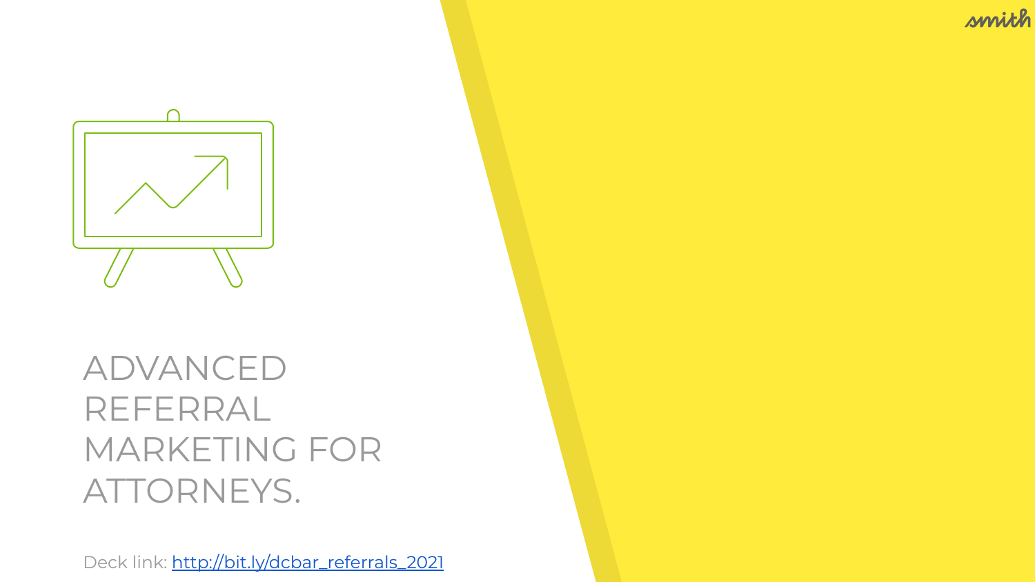# ADVANCED REFERRAL MARKETING FOR ATTORNEYS.

Deck link: [http://bit.ly/dcbar_referrals_2021](http://bit.ly/dcbar_referrals_2021)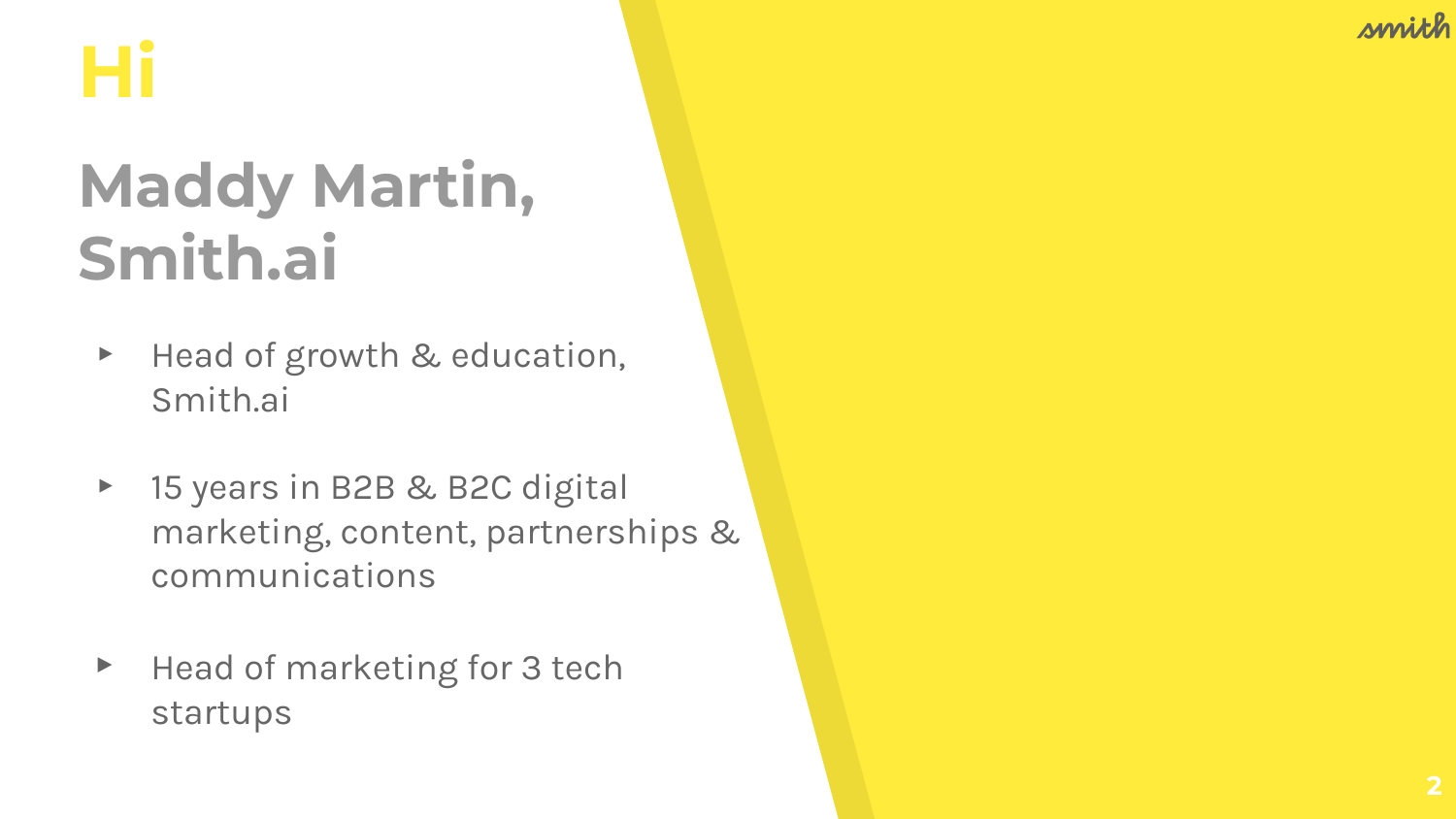# Hi

## Maddy Martin, Smith.ai

- Head of growth & education, Smith.ai
- 15 years in B2B & B2C digital marketing, content, partnerships & communications
- Head of marketing for 3 tech startups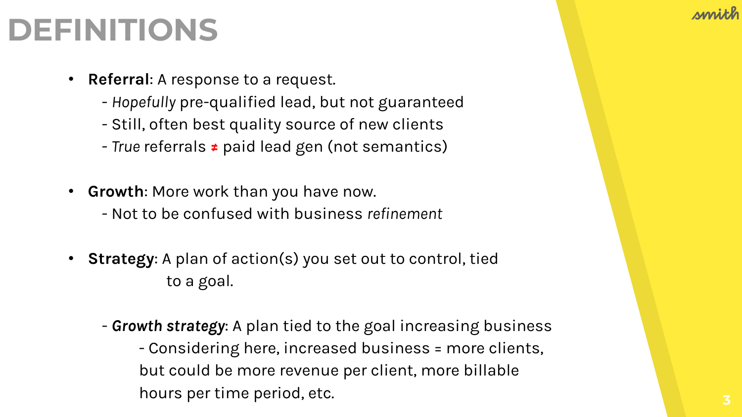# DEFINITIONS

- **Referral**: A response to a request.
  - *Hopefully* pre-qualified lead, but not guaranteed
  - Still, often best quality source of new clients
  - *True* referrals ≠ paid lead gen (not semantics)

- **Growth**: More work than you have now.
  - Not to be confused with business *refinement*

- **Strategy**: A plan of action(s) you set out to control, tied to a goal.

  - ***Growth strategy***: A plan tied to the goal increasing business
    - Considering here, increased business = more clients, but could be more revenue per client, more billable hours per time period, etc.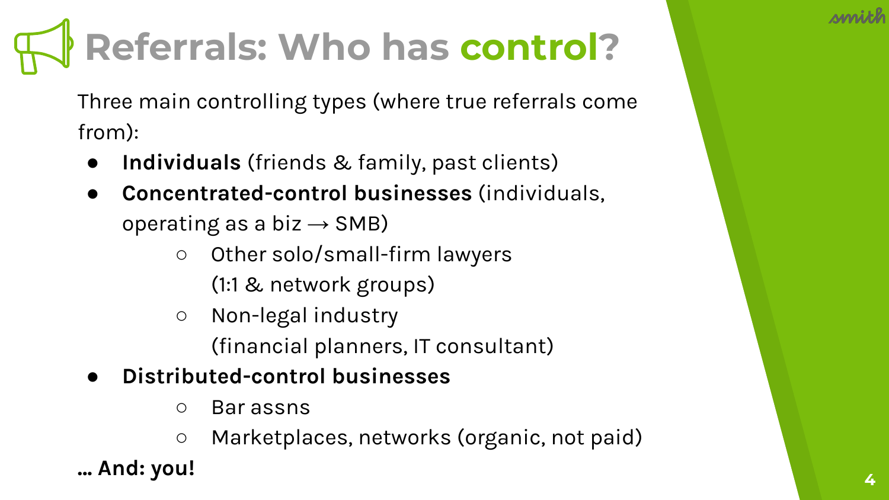# Referrals: Who has control?

Three main controlling types (where true referrals come from):

- **Individuals** (friends & family, past clients)
- **Concentrated-control businesses** (individuals, operating as a biz → SMB)
    - Other solo/small-firm lawyers (1:1 & network groups)
    - Non-legal industry (financial planners, IT consultant)
- **Distributed-control businesses**
    - Bar assns
    - Marketplaces, networks (organic, not paid)

**… And: you!**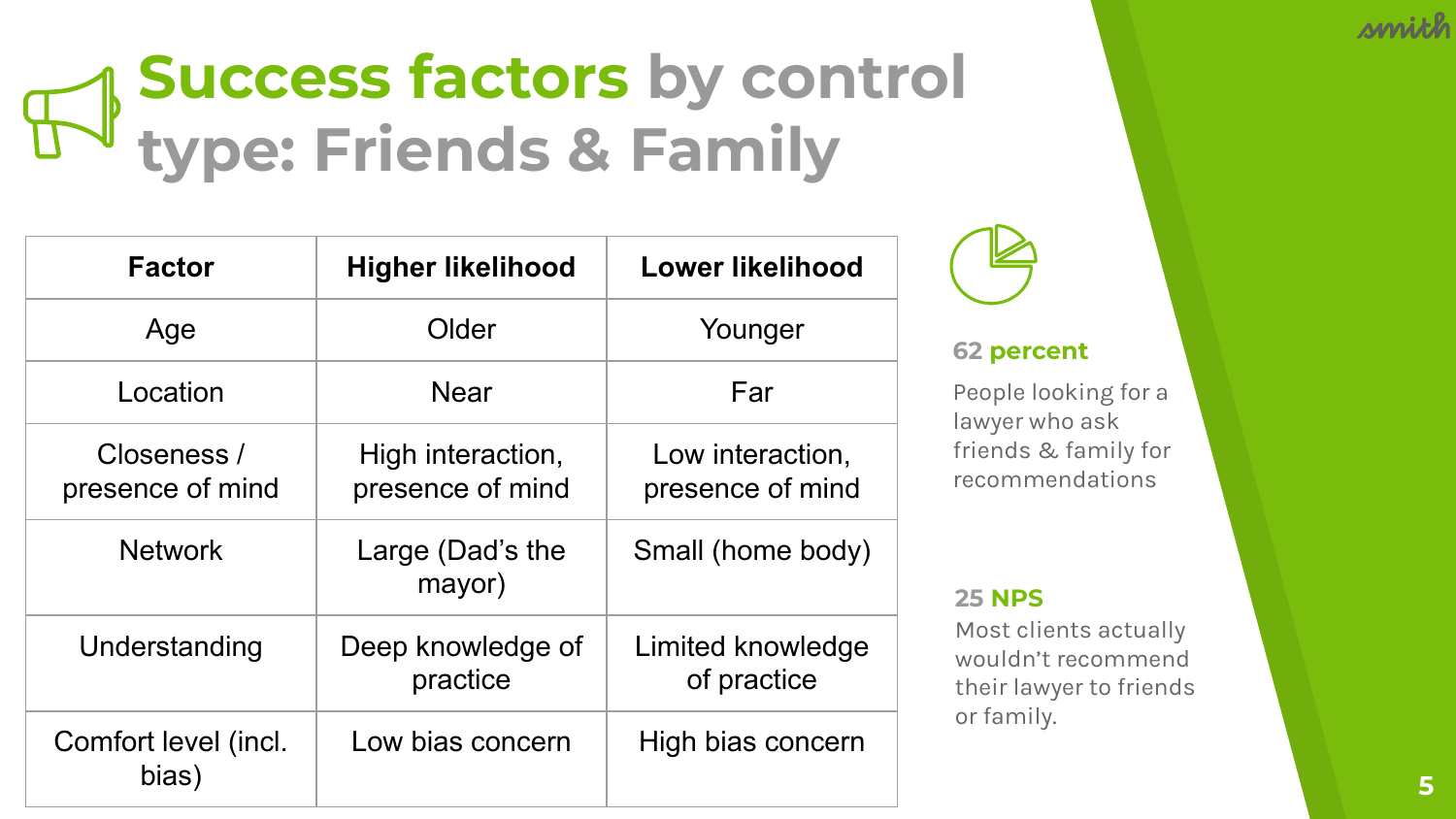# Success factors by control type: Friends & Family

| Factor | Higher likelihood | Lower likelihood |
| --- | --- | --- |
| Age | Older | Younger |
| Location | Near | Far |
| Closeness / presence of mind | High interaction, presence of mind | Low interaction, presence of mind |
| Network | Large (Dad's the mayor) | Small (home body) |
| Understanding | Deep knowledge of practice | Limited knowledge of practice |
| Comfort level (incl. bias) | Low bias concern | High bias concern |

**62 percent**

People looking for a lawyer who ask friends & family for recommendations

**25 NPS**

Most clients actually wouldn't recommend their lawyer to friends or family.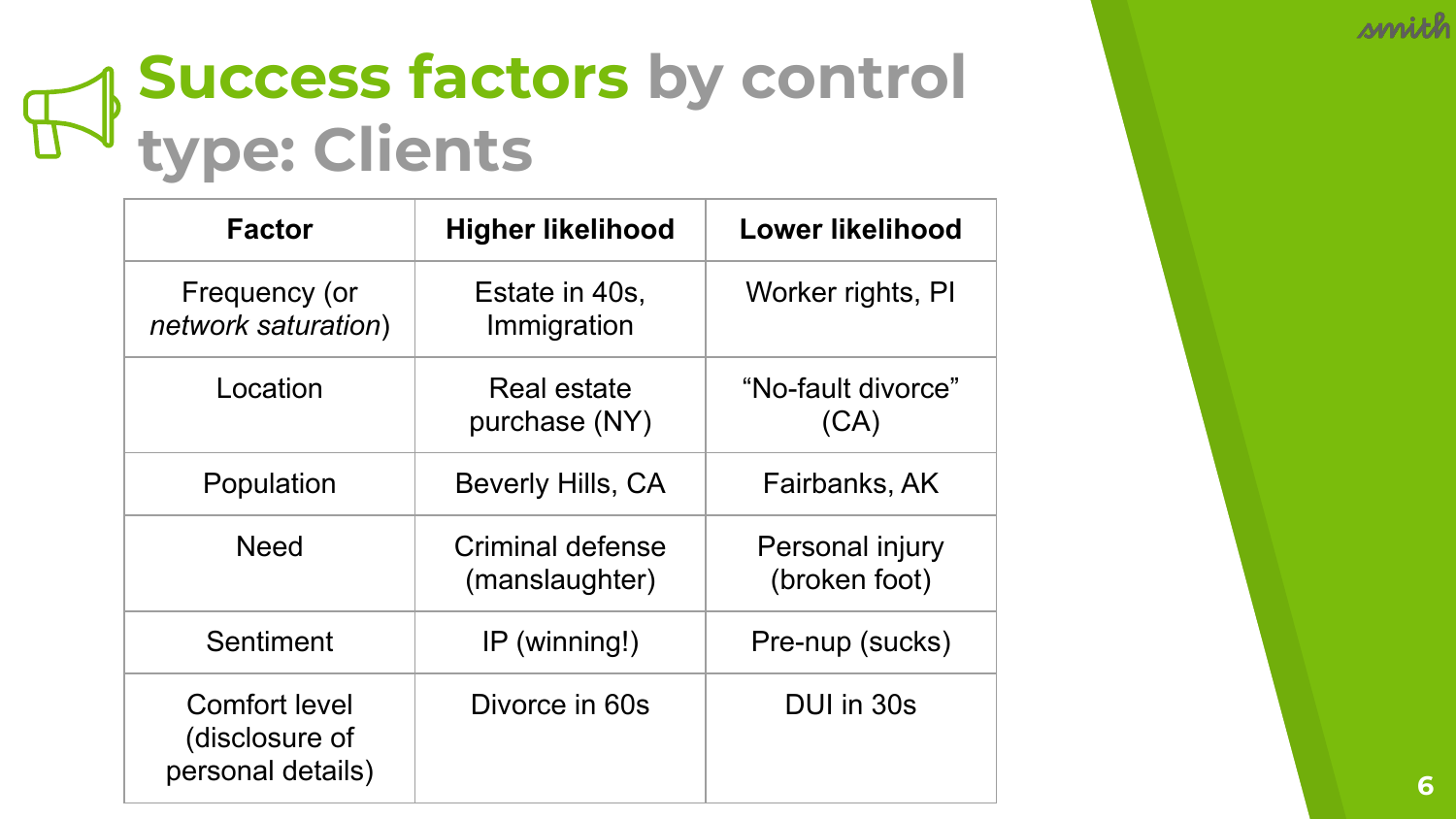# Success factors by control type: Clients

| Factor | Higher likelihood | Lower likelihood |
|---|---|---|
| Frequency (or *network saturation*) | Estate in 40s, Immigration | Worker rights, PI |
| Location | Real estate purchase (NY) | “No-fault divorce” (CA) |
| Population | Beverly Hills, CA | Fairbanks, AK |
| Need | Criminal defense (manslaughter) | Personal injury (broken foot) |
| Sentiment | IP (winning!) | Pre-nup (sucks) |
| Comfort level (disclosure of personal details) | Divorce in 60s | DUI in 30s |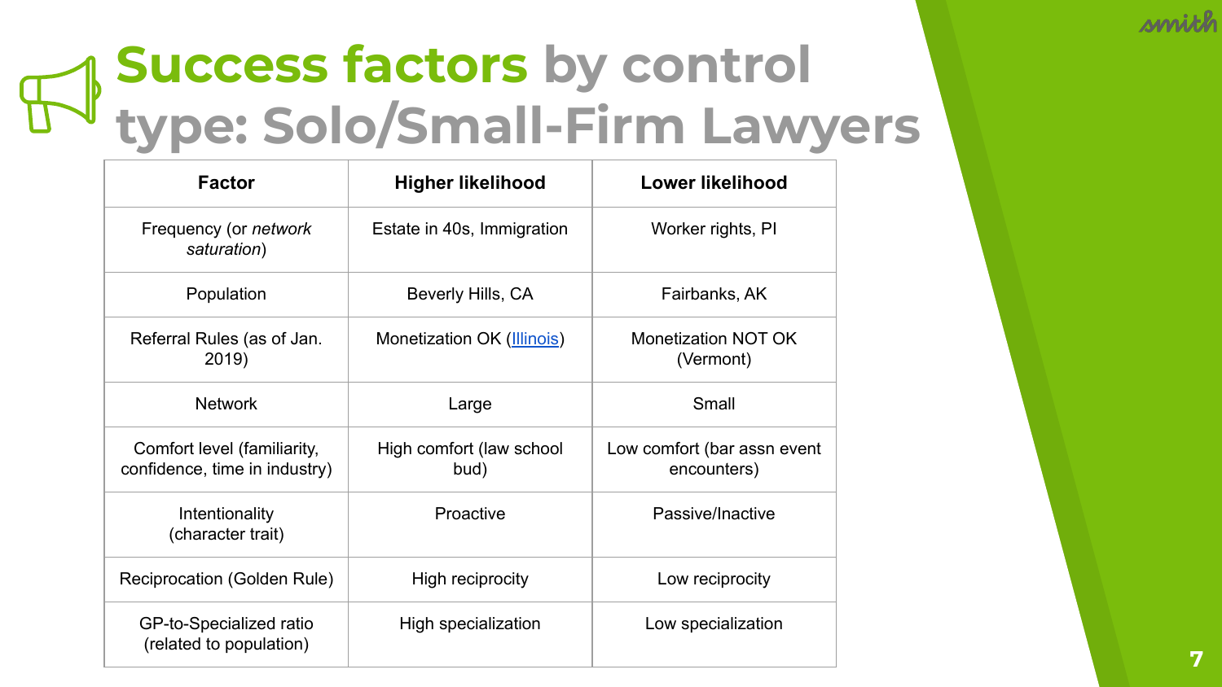# Success factors by control type: Solo/Small-Firm Lawyers

| Factor | Higher likelihood | Lower likelihood |
|---|---|---|
| Frequency (or *network saturation*) | Estate in 40s, Immigration | Worker rights, PI |
| Population | Beverly Hills, CA | Fairbanks, AK |
| Referral Rules (as of Jan. 2019) | Monetization OK ([Illinois]) | Monetization NOT OK (Vermont) |
| Network | Large | Small |
| Comfort level (familiarity, confidence, time in industry) | High comfort (law school bud) | Low comfort (bar assn event encounters) |
| Intentionality (character trait) | Proactive | Passive/Inactive |
| Reciprocation (Golden Rule) | High reciprocity | Low reciprocity |
| GP-to-Specialized ratio (related to population) | High specialization | Low specialization |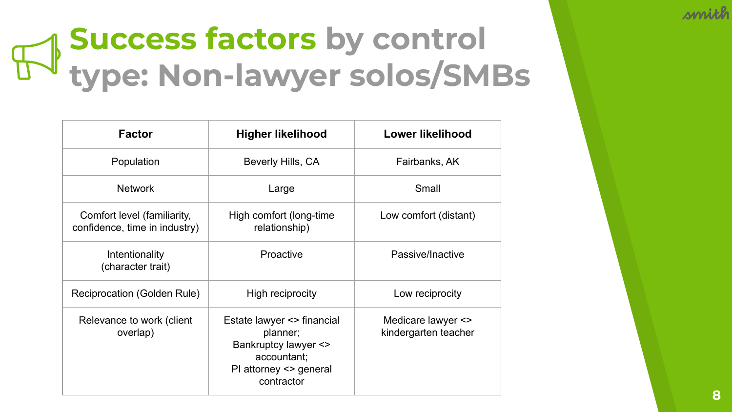# Success factors by control type: Non-lawyer solos/SMBs

| Factor | Higher likelihood | Lower likelihood |
| --- | --- | --- |
| Population | Beverly Hills, CA | Fairbanks, AK |
| Network | Large | Small |
| Comfort level (familiarity, confidence, time in industry) | High comfort (long-time relationship) | Low comfort (distant) |
| Intentionality (character trait) | Proactive | Passive/Inactive |
| Reciprocation (Golden Rule) | High reciprocity | Low reciprocity |
| Relevance to work (client overlap) | Estate lawyer <> financial planner; Bankruptcy lawyer <> accountant; PI attorney <> general contractor | Medicare lawyer <> kindergarten teacher |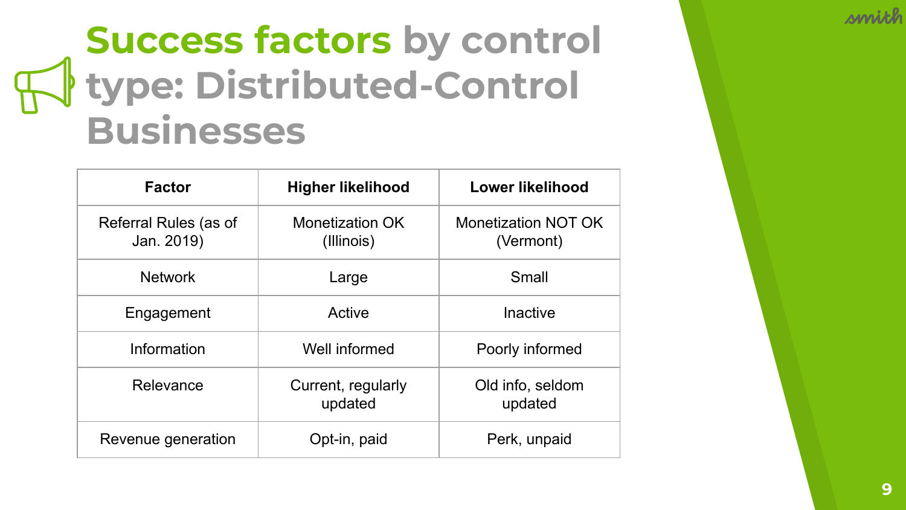# Success factors by control type: Distributed-Control Businesses

| Factor | Higher likelihood | Lower likelihood |
| --- | --- | --- |
| Referral Rules (as of Jan. 2019) | Monetization OK (Illinois) | Monetization NOT OK (Vermont) |
| Network | Large | Small |
| Engagement | Active | Inactive |
| Information | Well informed | Poorly informed |
| Relevance | Current, regularly updated | Old info, seldom updated |
| Revenue generation | Opt-in, paid | Perk, unpaid |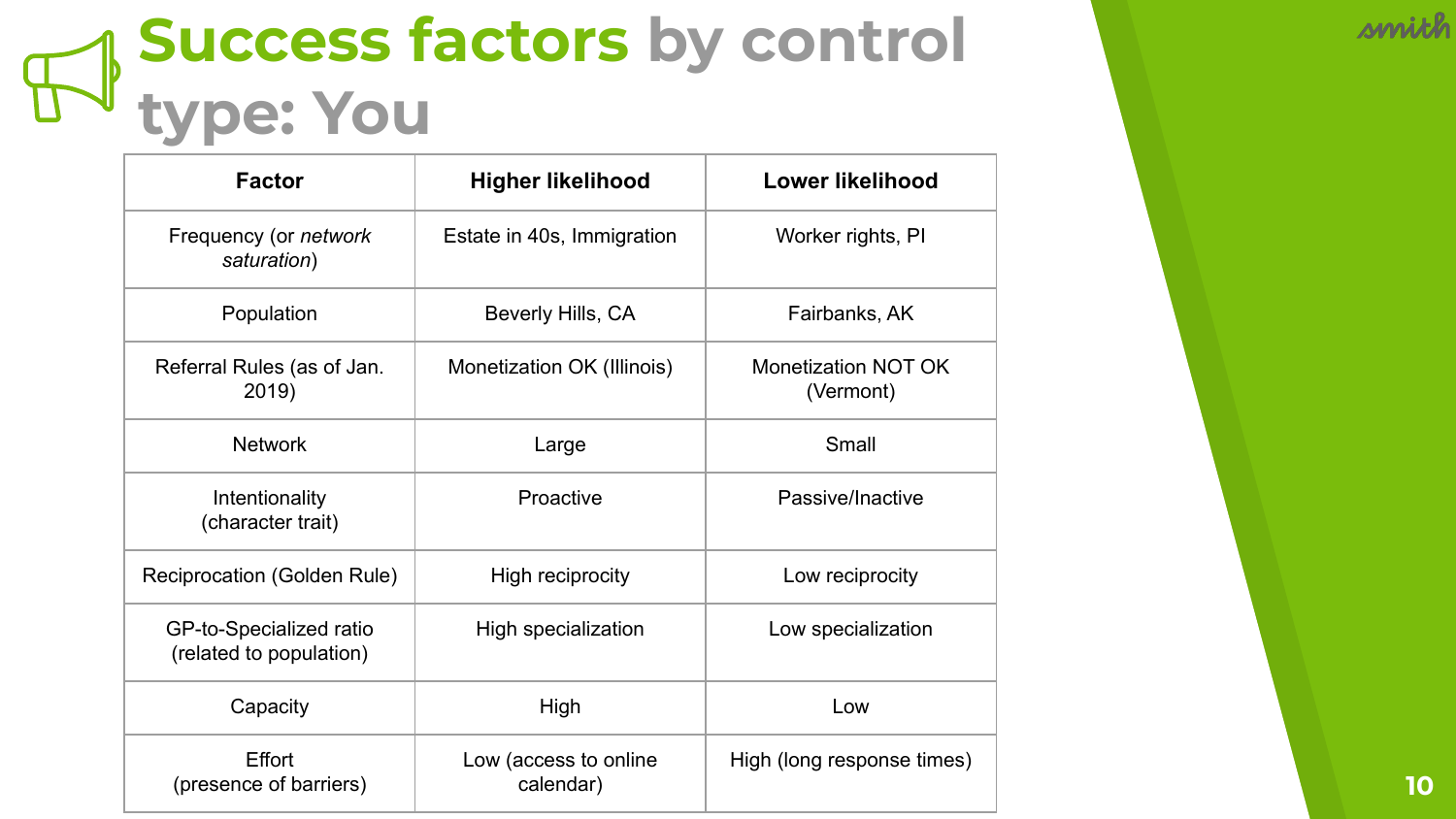# Success factors by control type: You

| Factor | Higher likelihood | Lower likelihood |
| --- | --- | --- |
| Frequency (or *network saturation*) | Estate in 40s, Immigration | Worker rights, PI |
| Population | Beverly Hills, CA | Fairbanks, AK |
| Referral Rules (as of Jan. 2019) | Monetization OK (Illinois) | Monetization NOT OK (Vermont) |
| Network | Large | Small |
| Intentionality (character trait) | Proactive | Passive/Inactive |
| Reciprocation (Golden Rule) | High reciprocity | Low reciprocity |
| GP-to-Specialized ratio (related to population) | High specialization | Low specialization |
| Capacity | High | Low |
| Effort (presence of barriers) | Low (access to online calendar) | High (long response times) |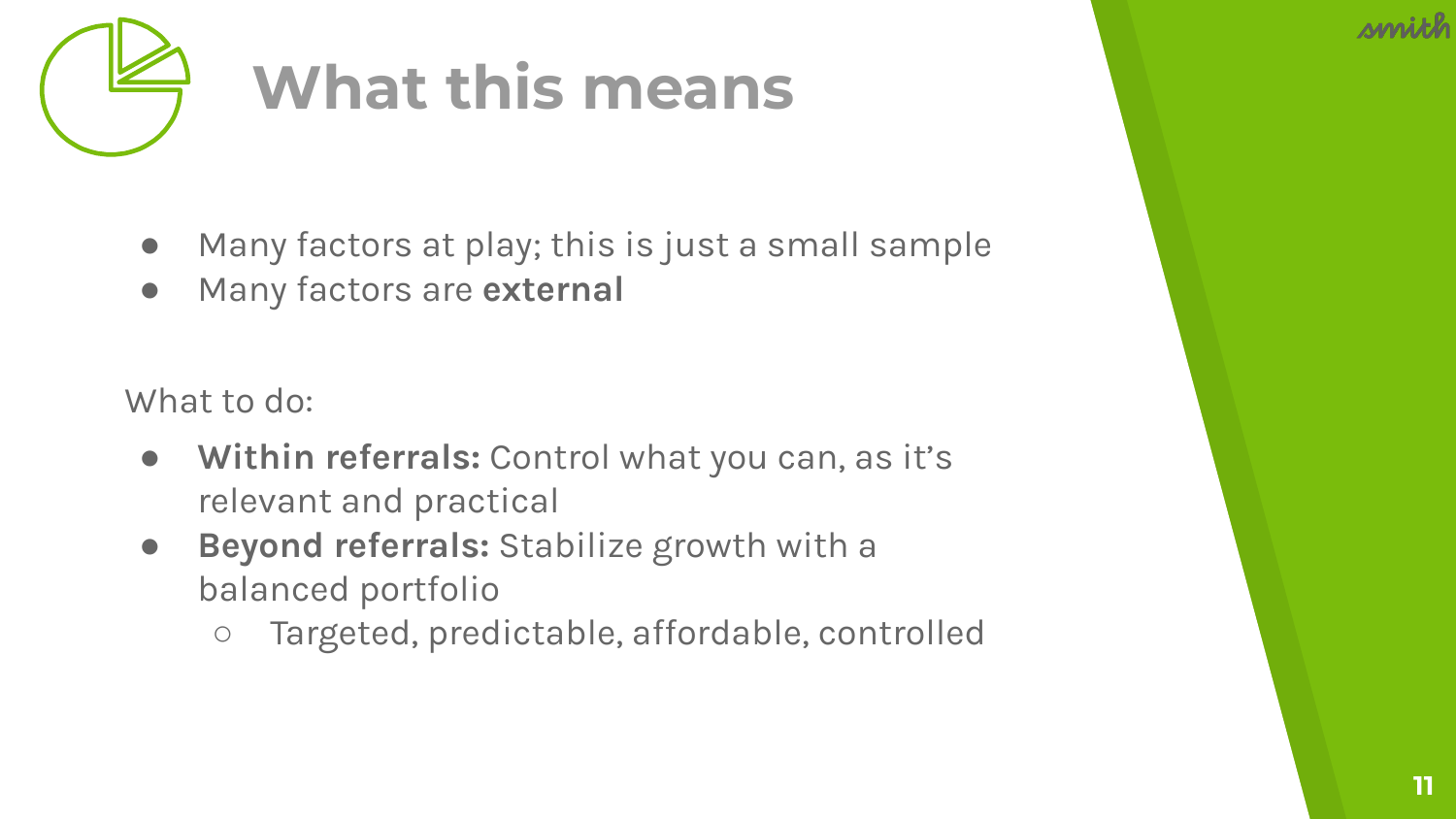# What this means

- Many factors at play; this is just a small sample
- Many factors are **external**

What to do:

- **Within referrals:** Control what you can, as it's relevant and practical
- **Beyond referrals:** Stabilize growth with a balanced portfolio
  - Targeted, predictable, affordable, controlled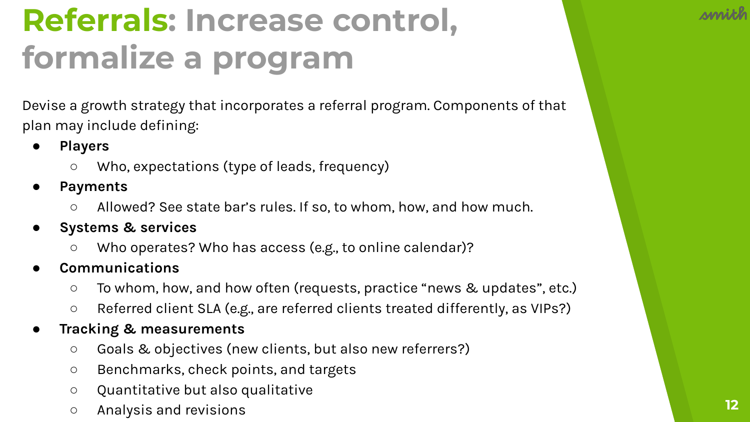# Referrals: Increase control, formalize a program

Devise a growth strategy that incorporates a referral program. Components of that plan may include defining:

- **Players**
  - Who, expectations (type of leads, frequency)
- **Payments**
  - Allowed? See state bar's rules. If so, to whom, how, and how much.
- **Systems & services**
  - Who operates? Who has access (e.g., to online calendar)?
- **Communications**
  - To whom, how, and how often (requests, practice "news & updates", etc.)
  - Referred client SLA (e.g., are referred clients treated differently, as VIPs?)
- **Tracking & measurements**
  - Goals & objectives (new clients, but also new referrers?)
  - Benchmarks, check points, and targets
  - Quantitative but also qualitative
  - Analysis and revisions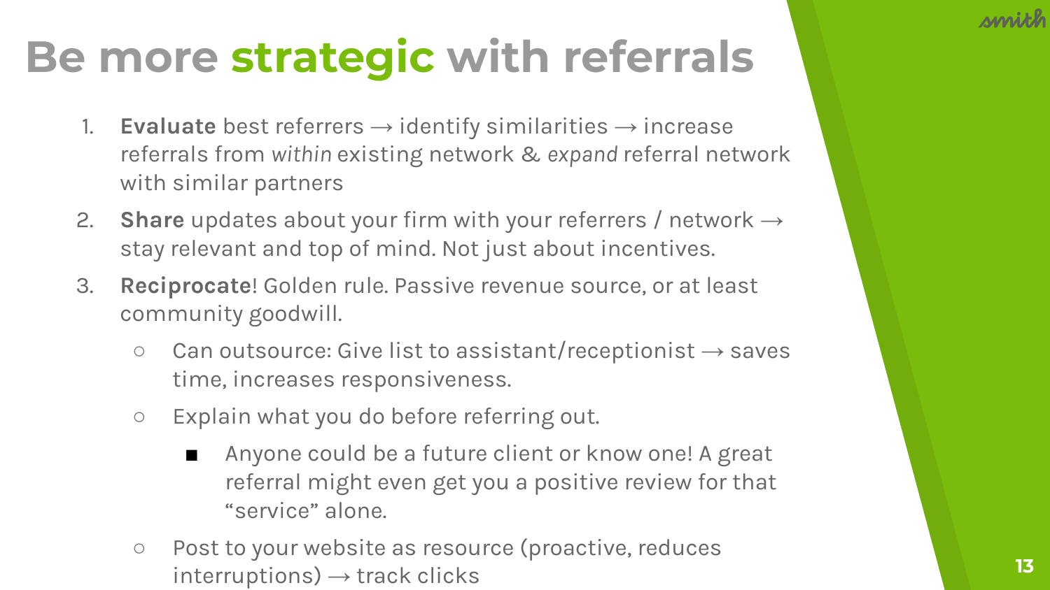# Be more **strategic** with referrals

1. **Evaluate** best referrers → identify similarities → increase referrals from *within* existing network & *expand* referral network with similar partners
2. **Share** updates about your firm with your referrers / network → stay relevant and top of mind. Not just about incentives.
3. **Reciprocate**! Golden rule. Passive revenue source, or at least community goodwill.
   - Can outsource: Give list to assistant/receptionist → saves time, increases responsiveness.
   - Explain what you do before referring out.
     - Anyone could be a future client or know one! A great referral might even get you a positive review for that "service" alone.
   - Post to your website as resource (proactive, reduces interruptions) → track clicks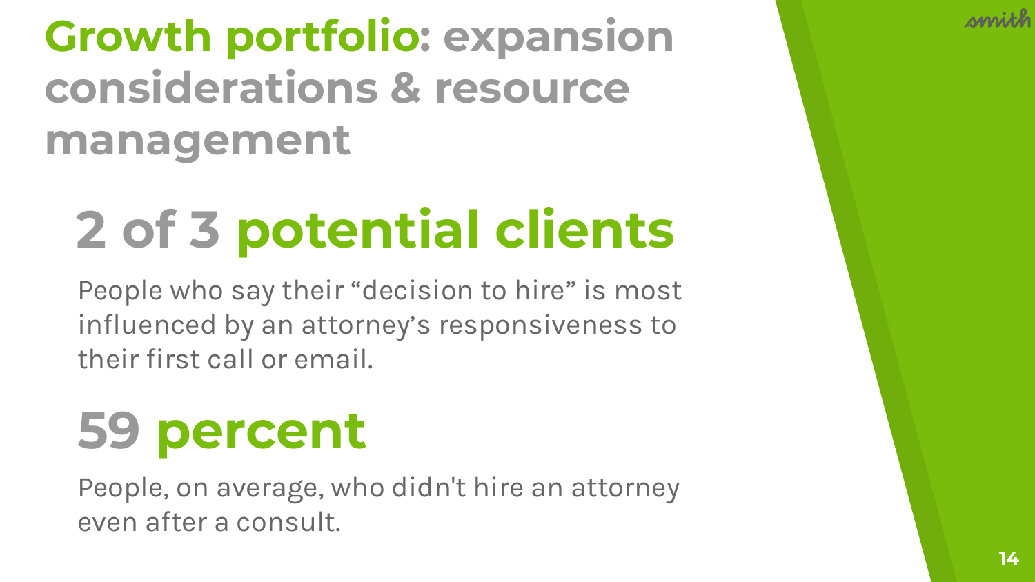# Growth portfolio: expansion considerations & resource management

## 2 of 3 potential clients

People who say their "decision to hire" is most influenced by an attorney's responsiveness to their first call or email.

## 59 percent

People, on average, who didn't hire an attorney even after a consult.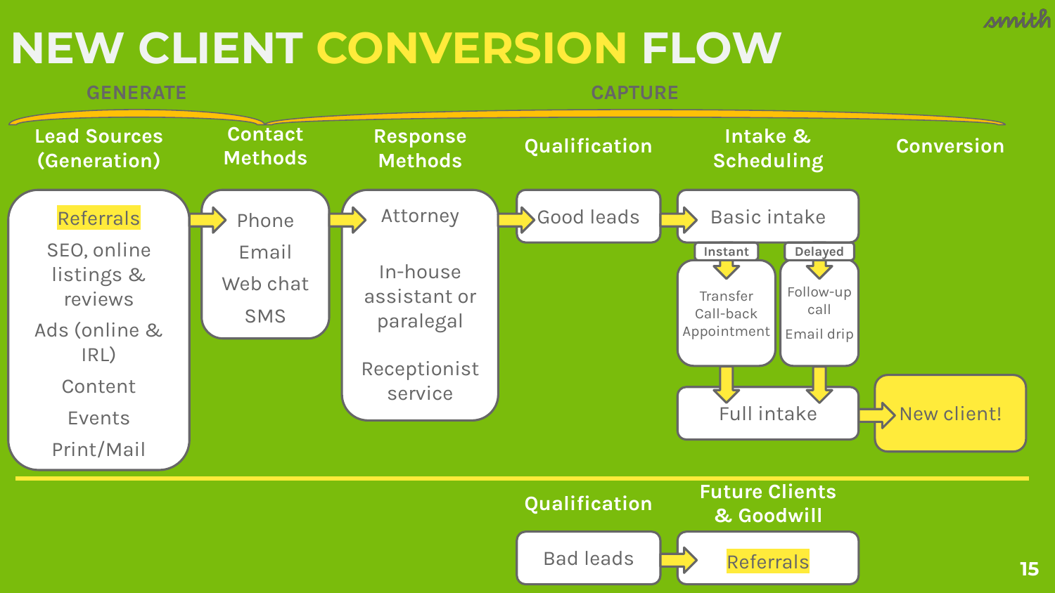# NEW CLIENT CONVERSION FLOW

**GENERATE** | **CAPTURE**

### Lead Sources (Generation)

- Referrals
- SEO, online listings & reviews
- Ads (online & IRL)
- Content
- Events
- Print/Mail

→

### Contact Methods

- Phone
- Email
- Web chat
- SMS

→

### Response Methods

- Attorney
- In-house assistant or paralegal
- Receptionist service

→

### Qualification

- Good leads

→

### Intake & Scheduling

- Basic intake
  - **Instant**: Transfer, Call-back, Appointment
  - **Delayed**: Follow-up call, Email drip
- Full intake

→

### Conversion

- New client!

---

### Qualification

- Bad leads

→

### Future Clients & Goodwill

- Referrals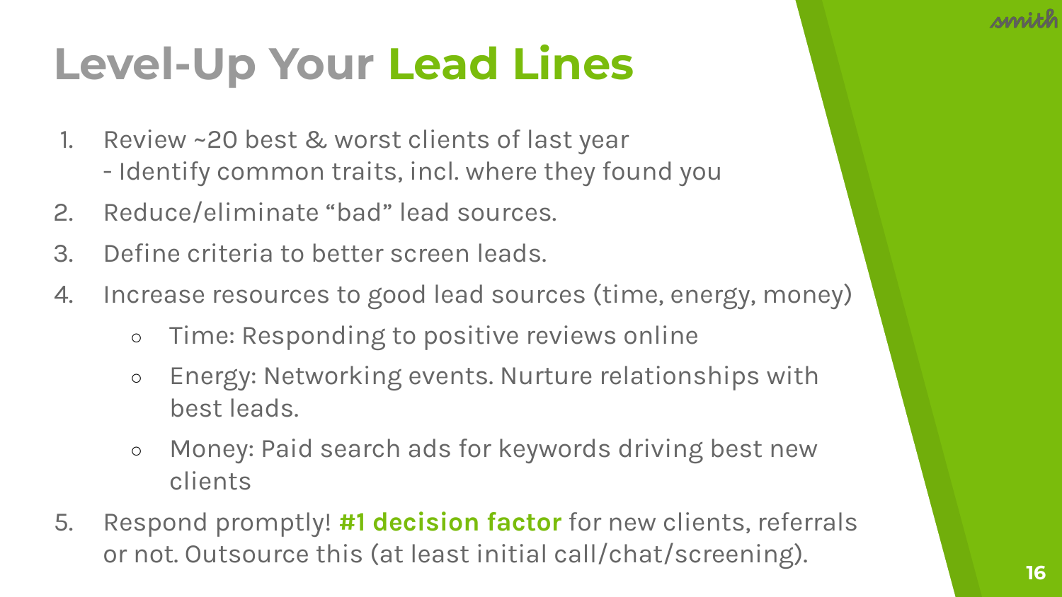# Level-Up Your **Lead Lines**

1. Review ~20 best & worst clients of last year
   - Identify common traits, incl. where they found you
2. Reduce/eliminate "bad" lead sources.
3. Define criteria to better screen leads.
4. Increase resources to good lead sources (time, energy, money)
   - Time: Responding to positive reviews online
   - Energy: Networking events. Nurture relationships with best leads.
   - Money: Paid search ads for keywords driving best new clients
5. Respond promptly! **#1 decision factor** for new clients, referrals or not. Outsource this (at least initial call/chat/screening).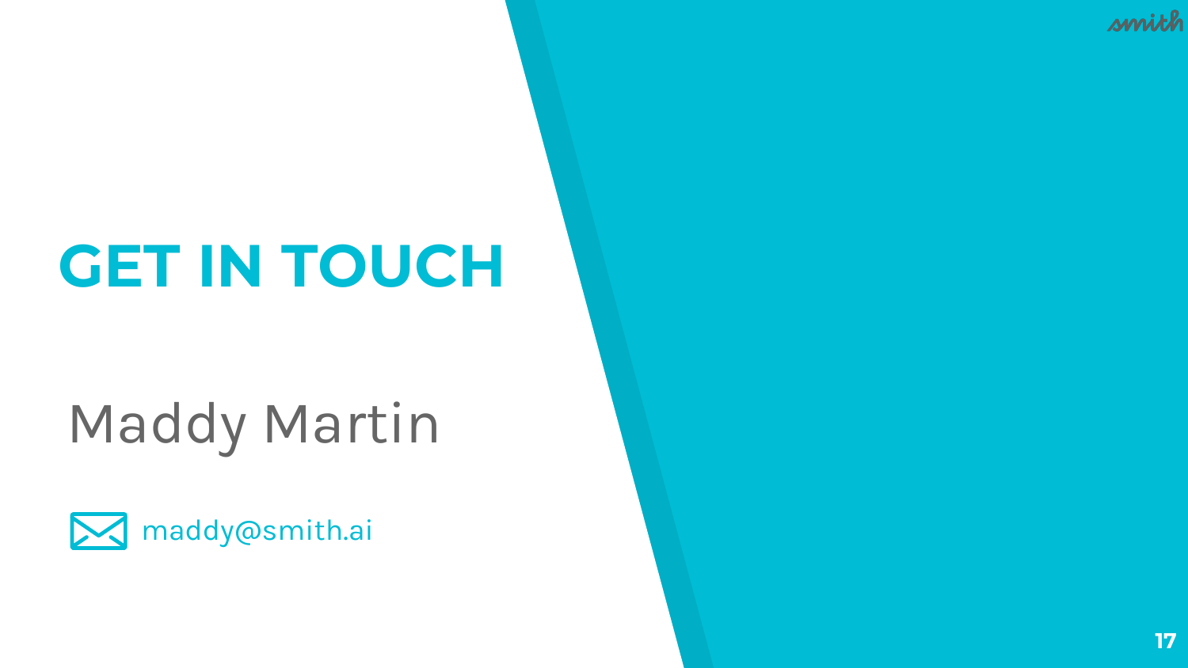# GET IN TOUCH

Maddy Martin

maddy@smith.ai